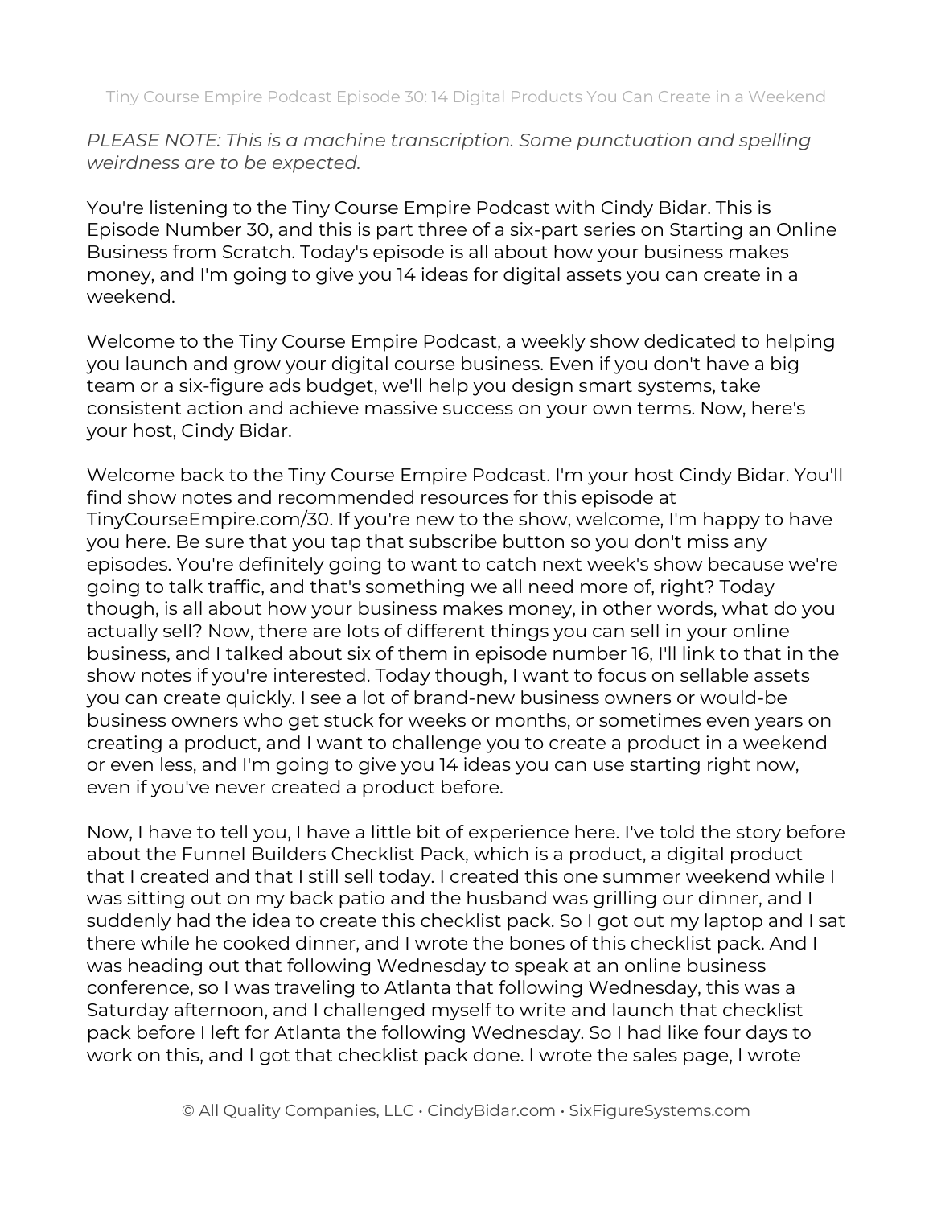PLEASE NOTE: This is a machine transcription. Some punctuation and spelling weirdness are to be expected.

You're listening to the Tiny Course Empire Podcast with Cindy Bidar. This is Episode Number 30, and this is part three of a six-part series on Starting an Online Business from Scratch. Today's episode is all about how your business makes money, and I'm going to give you 14 ideas for digital assets you can create in a weekend.

Welcome to the Tiny Course Empire Podcast, a weekly show dedicated to helping you launch and grow your digital course business. Even if you don't have a big team or a six-figure ads budget, we'll help you design smart systems, take consistent action and achieve massive success on your own terms. Now, here's your host, Cindy Bidar.

Welcome back to the Tiny Course Empire Podcast. I'm your host Cindy Bidar. You'll find show notes and recommended resources for this episode at TinyCourseEmpire.com/30. If you're new to the show, welcome, I'm happy to have you here. Be sure that you tap that subscribe button so you don't miss any episodes. You're definitely going to want to catch next week's show because we're going to talk traffic, and that's something we all need more of, right? Today though, is all about how your business makes money, in other words, what do you actually sell? Now, there are lots of different things you can sell in your online business, and I talked about six of them in episode number 16, I'll link to that in the show notes if you're interested. Today though, I want to focus on sellable assets you can create quickly. I see a lot of brand-new business owners or would-be business owners who get stuck for weeks or months, or sometimes even years on creating a product, and I want to challenge you to create a product in a weekend or even less, and I'm going to give you 14 ideas you can use starting right now, even if you've never created a product before.

Now, I have to tell you, I have a little bit of experience here. I've told the story before about the Funnel Builders Checklist Pack, which is a product, a digital product that I created and that I still sell today. I created this one summer weekend while I was sitting out on my back patio and the husband was grilling our dinner, and I suddenly had the idea to create this checklist pack. So I got out my laptop and I sat there while he cooked dinner, and I wrote the bones of this checklist pack. And I was heading out that following Wednesday to speak at an online business conference, so I was traveling to Atlanta that following Wednesday, this was a Saturday afternoon, and I challenged myself to write and launch that checklist pack before I left for Atlanta the following Wednesday. So I had like four days to work on this, and I got that checklist pack done. I wrote the sales page, I wrote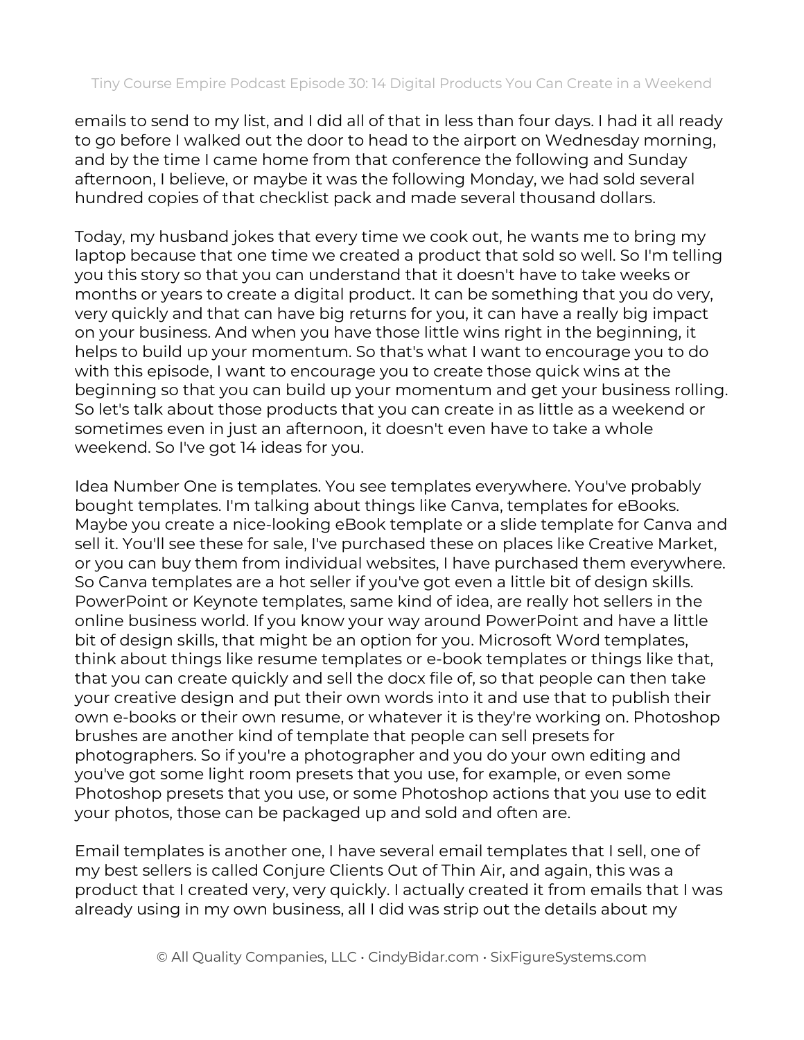emails to send to my list, and I did all of that in less than four days. I had it all ready to go before I walked out the door to head to the airport on Wednesday morning, and by the time I came home from that conference the following and Sunday afternoon, I believe, or maybe it was the following Monday, we had sold several hundred copies of that checklist pack and made several thousand dollars.

Today, my husband jokes that every time we cook out, he wants me to bring my laptop because that one time we created a product that sold so well. So I'm telling you this story so that you can understand that it doesn't have to take weeks or months or years to create a digital product. It can be something that you do very, very quickly and that can have big returns for you, it can have a really big impact on your business. And when you have those little wins right in the beginning, it helps to build up your momentum. So that's what I want to encourage you to do with this episode, I want to encourage you to create those quick wins at the beginning so that you can build up your momentum and get your business rolling. So let's talk about those products that you can create in as little as a weekend or sometimes even in just an afternoon, it doesn't even have to take a whole weekend. So I've got 14 ideas for you.

Idea Number One is templates. You see templates everywhere. You've probably bought templates. I'm talking about things like Canva, templates for eBooks. Maybe you create a nice-looking eBook template or a slide template for Canva and sell it. You'll see these for sale, I've purchased these on places like Creative Market, or you can buy them from individual websites, I have purchased them everywhere. So Canva templates are a hot seller if you've got even a little bit of design skills. PowerPoint or Keynote templates, same kind of idea, are really hot sellers in the online business world. If you know your way around PowerPoint and have a little bit of design skills, that might be an option for you. Microsoft Word templates, think about things like resume templates or e-book templates or things like that, that you can create quickly and sell the docx file of, so that people can then take your creative design and put their own words into it and use that to publish their own e-books or their own resume, or whatever it is they're working on. Photoshop brushes are another kind of template that people can sell presets for photographers. So if you're a photographer and you do your own editing and you've got some light room presets that you use, for example, or even some Photoshop presets that you use, or some Photoshop actions that you use to edit your photos, those can be packaged up and sold and often are.

Email templates is another one, I have several email templates that I sell, one of my best sellers is called Conjure Clients Out of Thin Air, and again, this was a product that I created very, very quickly. I actually created it from emails that I was already using in my own business, all I did was strip out the details about my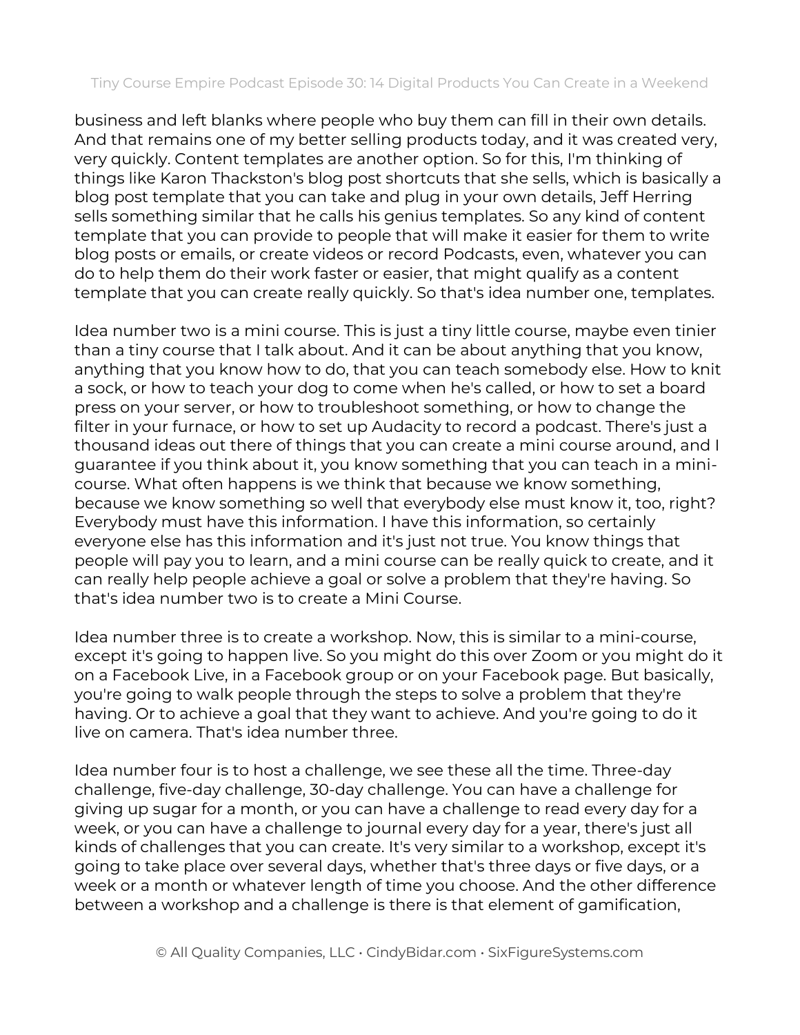business and left blanks where people who buy them can fill in their own details. And that remains one of my better selling products today, and it was created very, very quickly. Content templates are another option. So for this, I'm thinking of things like Karon Thackston's blog post shortcuts that she sells, which is basically a blog post template that you can take and plug in your own details, Jeff Herring sells something similar that he calls his genius templates. So any kind of content template that you can provide to people that will make it easier for them to write blog posts or emails, or create videos or record Podcasts, even, whatever you can do to help them do their work faster or easier, that might qualify as a content template that you can create really quickly. So that's idea number one, templates.

Idea number two is a mini course. This is just a tiny little course, maybe even tinier than a tiny course that I talk about. And it can be about anything that you know, anything that you know how to do, that you can teach somebody else. How to knit a sock, or how to teach your dog to come when he's called, or how to set a board press on your server, or how to troubleshoot something, or how to change the filter in your furnace, or how to set up Audacity to record a podcast. There's just a thousand ideas out there of things that you can create a mini course around, and I guarantee if you think about it, you know something that you can teach in a mini-course. What often happens is we think that because we know something, because we know something so well that everybody else must know it, too, right? Everybody must have this information. I have this information, so certainly everyone else has this information and it's just not true. You know things that people will pay you to learn, and a mini course can be really quick to create, and it can really help people achieve a goal or solve a problem that they're having. So that's idea number two is to create a Mini Course.

Idea number three is to create a workshop. Now, this is similar to a mini-course, except it's going to happen live. So you might do this over Zoom or you might do it on a Facebook Live, in a Facebook group or on your Facebook page. But basically, you're going to walk people through the steps to solve a problem that they're having. Or to achieve a goal that they want to achieve. And you're going to do it live on camera. That's idea number three.

Idea number four is to host a challenge, we see these all the time. Three-day challenge, five-day challenge, 30-day challenge. You can have a challenge for giving up sugar for a month, or you can have a challenge to read every day for a week, or you can have a challenge to journal every day for a year, there's just all kinds of challenges that you can create. It's very similar to a workshop, except it's going to take place over several days, whether that's three days or five days, or a week or a month or whatever length of time you choose. And the other difference between a workshop and a challenge is there is that element of gamification,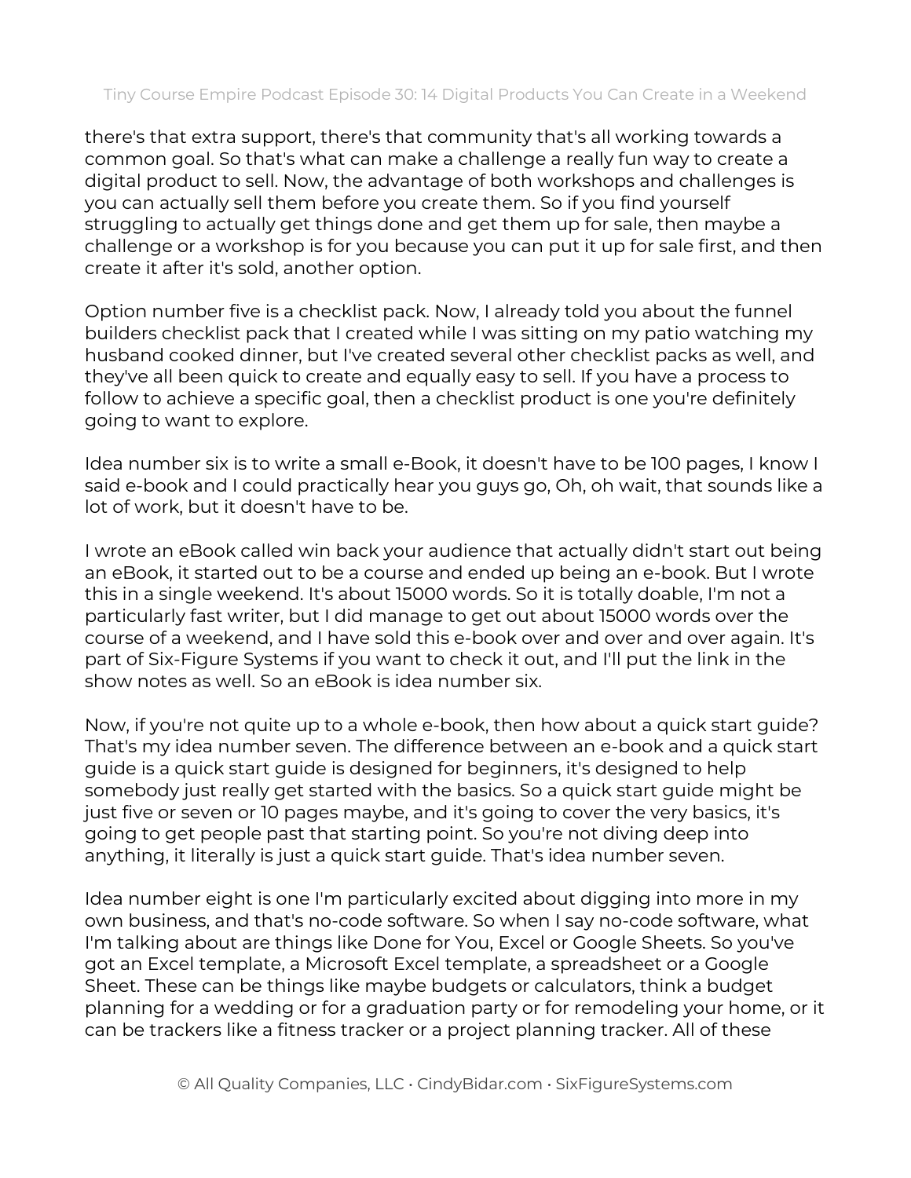there's that extra support, there's that community that's all working towards a common goal. So that's what can make a challenge a really fun way to create a digital product to sell. Now, the advantage of both workshops and challenges is you can actually sell them before you create them. So if you find yourself struggling to actually get things done and get them up for sale, then maybe a challenge or a workshop is for you because you can put it up for sale first, and then create it after it's sold, another option.

Option number five is a checklist pack. Now, I already told you about the funnel builders checklist pack that I created while I was sitting on my patio watching my husband cooked dinner, but I've created several other checklist packs as well, and they've all been quick to create and equally easy to sell. If you have a process to follow to achieve a specific goal, then a checklist product is one you're definitely going to want to explore.

Idea number six is to write a small e-Book, it doesn't have to be 100 pages, I know I said e-book and I could practically hear you guys go, Oh, oh wait, that sounds like a lot of work, but it doesn't have to be.

I wrote an eBook called win back your audience that actually didn't start out being an eBook, it started out to be a course and ended up being an e-book. But I wrote this in a single weekend. It's about 15000 words. So it is totally doable, I'm not a particularly fast writer, but I did manage to get out about 15000 words over the course of a weekend, and I have sold this e-book over and over and over again. It's part of Six-Figure Systems if you want to check it out, and I'll put the link in the show notes as well. So an eBook is idea number six.

Now, if you're not quite up to a whole e-book, then how about a quick start guide? That's my idea number seven. The difference between an e-book and a quick start guide is a quick start guide is designed for beginners, it's designed to help somebody just really get started with the basics. So a quick start guide might be just five or seven or 10 pages maybe, and it's going to cover the very basics, it's going to get people past that starting point. So you're not diving deep into anything, it literally is just a quick start guide. That's idea number seven.

Idea number eight is one I'm particularly excited about digging into more in my own business, and that's no-code software. So when I say no-code software, what I'm talking about are things like Done for You, Excel or Google Sheets. So you've got an Excel template, a Microsoft Excel template, a spreadsheet or a Google Sheet. These can be things like maybe budgets or calculators, think a budget planning for a wedding or for a graduation party or for remodeling your home, or it can be trackers like a fitness tracker or a project planning tracker. All of these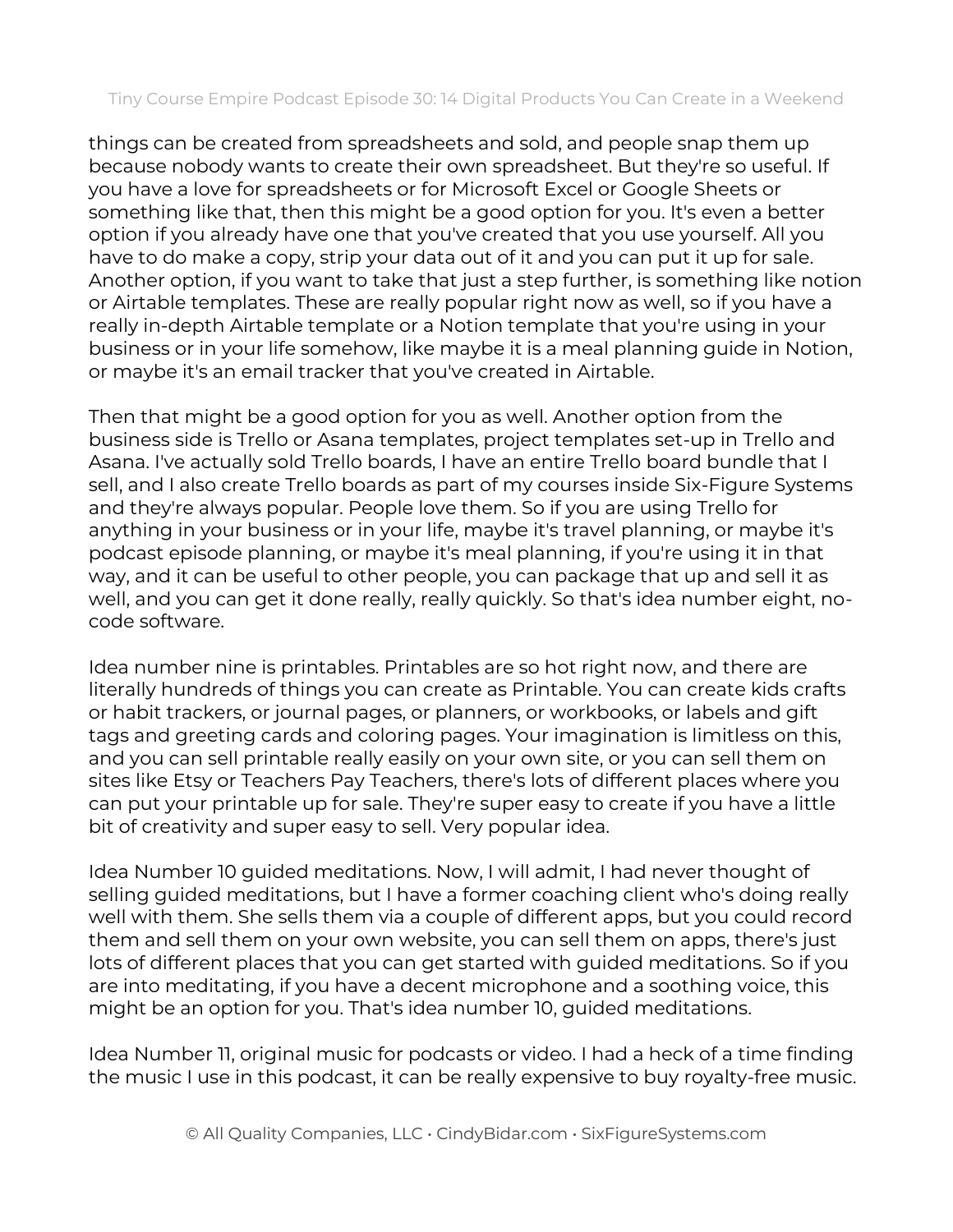things can be created from spreadsheets and sold, and people snap them up because nobody wants to create their own spreadsheet. But they're so useful. If you have a love for spreadsheets or for Microsoft Excel or Google Sheets or something like that, then this might be a good option for you. It's even a better option if you already have one that you've created that you use yourself. All you have to do make a copy, strip your data out of it and you can put it up for sale. Another option, if you want to take that just a step further, is something like notion or Airtable templates. These are really popular right now as well, so if you have a really in-depth Airtable template or a Notion template that you're using in your business or in your life somehow, like maybe it is a meal planning guide in Notion, or maybe it's an email tracker that you've created in Airtable.

Then that might be a good option for you as well. Another option from the business side is Trello or Asana templates, project templates set-up in Trello and Asana. I've actually sold Trello boards, I have an entire Trello board bundle that I sell, and I also create Trello boards as part of my courses inside Six-Figure Systems and they're always popular. People love them. So if you are using Trello for anything in your business or in your life, maybe it's travel planning, or maybe it's podcast episode planning, or maybe it's meal planning, if you're using it in that way, and it can be useful to other people, you can package that up and sell it as well, and you can get it done really, really quickly. So that's idea number eight, no-code software.

Idea number nine is printables. Printables are so hot right now, and there are literally hundreds of things you can create as Printable. You can create kids crafts or habit trackers, or journal pages, or planners, or workbooks, or labels and gift tags and greeting cards and coloring pages. Your imagination is limitless on this, and you can sell printable really easily on your own site, or you can sell them on sites like Etsy or Teachers Pay Teachers, there's lots of different places where you can put your printable up for sale. They're super easy to create if you have a little bit of creativity and super easy to sell. Very popular idea.

Idea Number 10 guided meditations. Now, I will admit, I had never thought of selling guided meditations, but I have a former coaching client who's doing really well with them. She sells them via a couple of different apps, but you could record them and sell them on your own website, you can sell them on apps, there's just lots of different places that you can get started with guided meditations. So if you are into meditating, if you have a decent microphone and a soothing voice, this might be an option for you. That's idea number 10, guided meditations.

Idea Number 11, original music for podcasts or video. I had a heck of a time finding the music I use in this podcast, it can be really expensive to buy royalty-free music.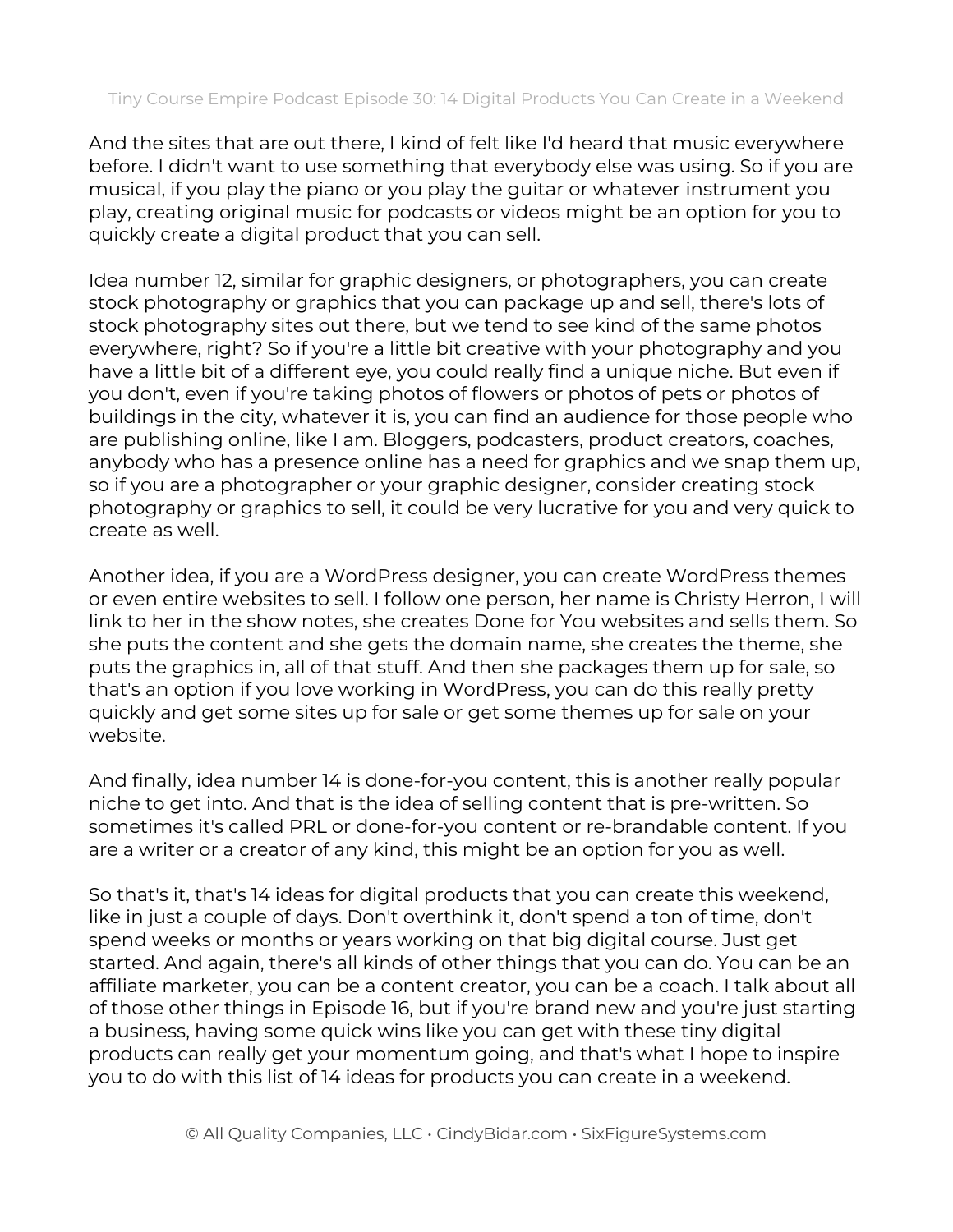And the sites that are out there, I kind of felt like I'd heard that music everywhere before. I didn't want to use something that everybody else was using. So if you are musical, if you play the piano or you play the guitar or whatever instrument you play, creating original music for podcasts or videos might be an option for you to quickly create a digital product that you can sell.

Idea number 12, similar for graphic designers, or photographers, you can create stock photography or graphics that you can package up and sell, there's lots of stock photography sites out there, but we tend to see kind of the same photos everywhere, right? So if you're a little bit creative with your photography and you have a little bit of a different eye, you could really find a unique niche. But even if you don't, even if you're taking photos of flowers or photos of pets or photos of buildings in the city, whatever it is, you can find an audience for those people who are publishing online, like I am. Bloggers, podcasters, product creators, coaches, anybody who has a presence online has a need for graphics and we snap them up, so if you are a photographer or your graphic designer, consider creating stock photography or graphics to sell, it could be very lucrative for you and very quick to create as well.

Another idea, if you are a WordPress designer, you can create WordPress themes or even entire websites to sell. I follow one person, her name is Christy Herron, I will link to her in the show notes, she creates Done for You websites and sells them. So she puts the content and she gets the domain name, she creates the theme, she puts the graphics in, all of that stuff. And then she packages them up for sale, so that's an option if you love working in WordPress, you can do this really pretty quickly and get some sites up for sale or get some themes up for sale on your website.

And finally, idea number 14 is done-for-you content, this is another really popular niche to get into. And that is the idea of selling content that is pre-written. So sometimes it's called PRL or done-for-you content or re-brandable content. If you are a writer or a creator of any kind, this might be an option for you as well.

So that's it, that's 14 ideas for digital products that you can create this weekend, like in just a couple of days. Don't overthink it, don't spend a ton of time, don't spend weeks or months or years working on that big digital course. Just get started. And again, there's all kinds of other things that you can do. You can be an affiliate marketer, you can be a content creator, you can be a coach. I talk about all of those other things in Episode 16, but if you're brand new and you're just starting a business, having some quick wins like you can get with these tiny digital products can really get your momentum going, and that's what I hope to inspire you to do with this list of 14 ideas for products you can create in a weekend.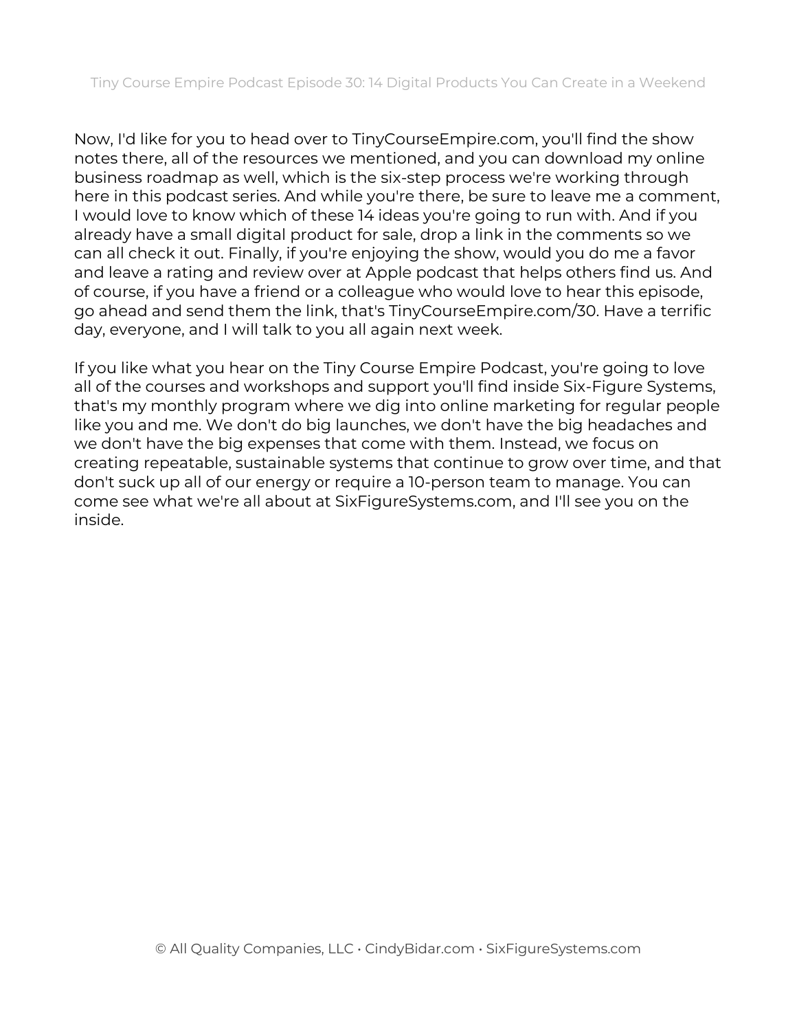Now, I'd like for you to head over to TinyCourseEmpire.com, you'll find the show notes there, all of the resources we mentioned, and you can download my online business roadmap as well, which is the six-step process we're working through here in this podcast series. And while you're there, be sure to leave me a comment, I would love to know which of these 14 ideas you're going to run with. And if you already have a small digital product for sale, drop a link in the comments so we can all check it out. Finally, if you're enjoying the show, would you do me a favor and leave a rating and review over at Apple podcast that helps others find us. And of course, if you have a friend or a colleague who would love to hear this episode, go ahead and send them the link, that's TinyCourseEmpire.com/30. Have a terrific day, everyone, and I will talk to you all again next week.

If you like what you hear on the Tiny Course Empire Podcast, you're going to love all of the courses and workshops and support you'll find inside Six-Figure Systems, that's my monthly program where we dig into online marketing for regular people like you and me. We don't do big launches, we don't have the big headaches and we don't have the big expenses that come with them. Instead, we focus on creating repeatable, sustainable systems that continue to grow over time, and that don't suck up all of our energy or require a 10-person team to manage. You can come see what we're all about at SixFigureSystems.com, and I'll see you on the inside.